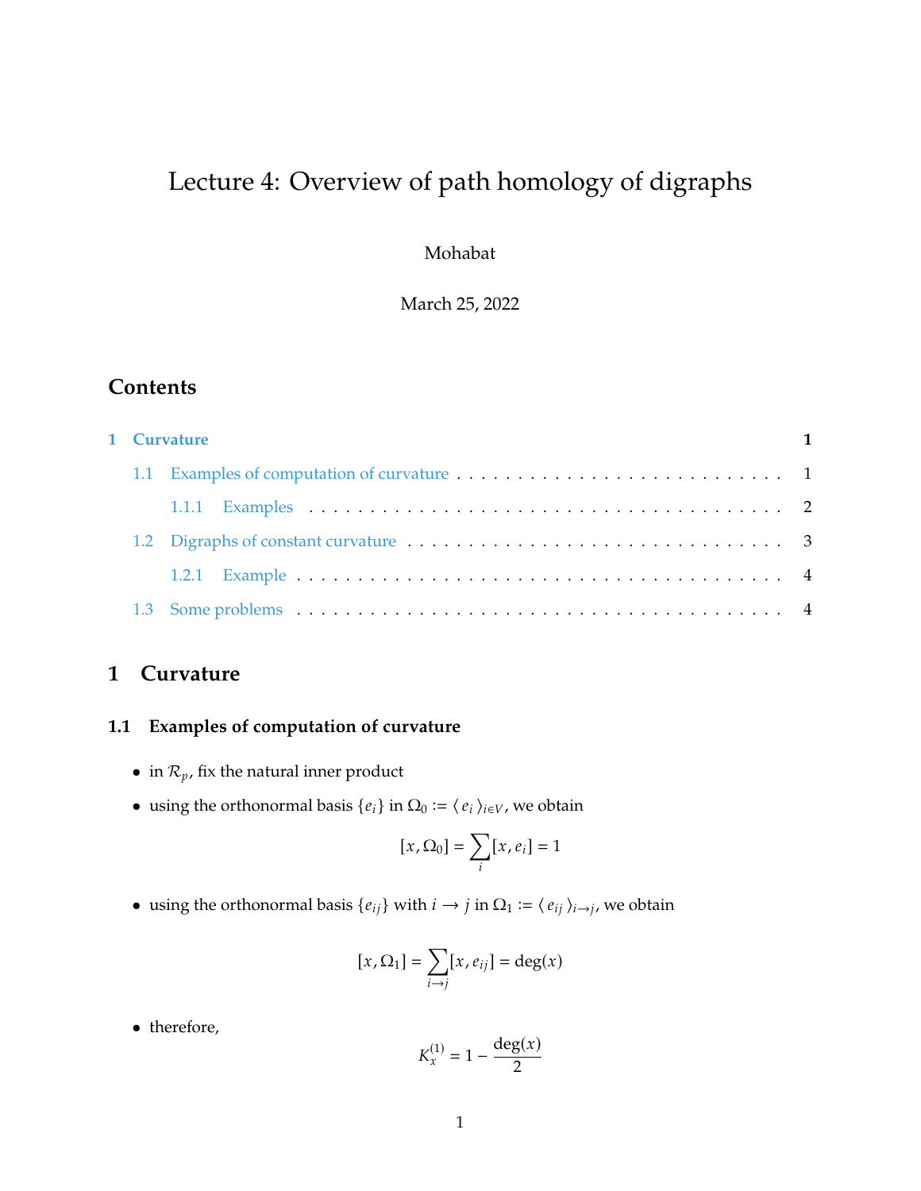# Lecture 4: Overview of path homology of digraphs

Mohabat

March 25, 2022

## Contents

- 1 Curvature — 1
  - 1.1 Examples of computation of curvature — 1
    - 1.1.1 Examples — 2
  - 1.2 Digraphs of constant curvature — 3
    - 1.2.1 Example — 4
  - 1.3 Some problems — 4

# 1 Curvature

## 1.1 Examples of computation of curvature

- in $\mathcal{R}_p$, fix the natural inner product
- using the orthonormal basis $\{e_i\}$ in $\Omega_0 := \langle\, e_i \,\rangle_{i \in V}$, we obtain

$$[x, \Omega_0] = \sum_i [x, e_i] = 1$$

- using the orthonormal basis $\{e_{ij}\}$ with $i \to j$ in $\Omega_1 := \langle\, e_{ij} \,\rangle_{i \to j}$, we obtain

$$[x, \Omega_1] = \sum_{i \to j} [x, e_{ij}] = \deg(x)$$

- therefore,

$$K_x^{(1)} = 1 - \frac{\deg(x)}{2}$$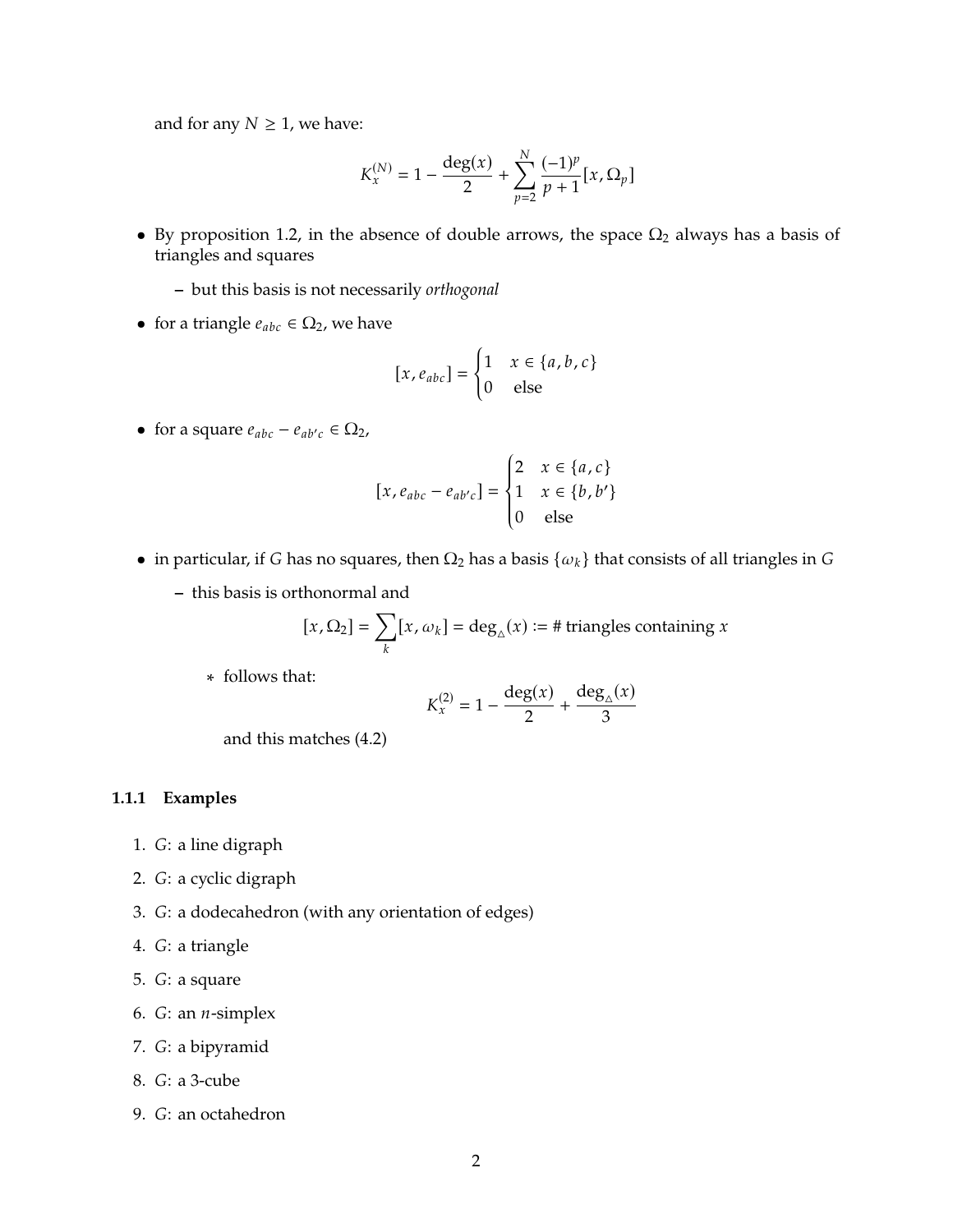and for any $N \geq 1$, we have:

$$K_x^{(N)} = 1 - \frac{\deg(x)}{2} + \sum_{p=2}^{N} \frac{(-1)^p}{p+1}[x, \Omega_p]$$

- By proposition 1.2, in the absence of double arrows, the space $\Omega_2$ always has a basis of triangles and squares
  - but this basis is not necessarily *orthogonal*
- for a triangle $e_{abc} \in \Omega_2$, we have

$$[x, e_{abc}] = \begin{cases} 1 & x \in \{a, b, c\} \\ 0 & \text{else} \end{cases}$$

- for a square $e_{abc} - e_{ab'c} \in \Omega_2$,

$$[x, e_{abc} - e_{ab'c}] = \begin{cases} 2 & x \in \{a, c\} \\ 1 & x \in \{b, b'\} \\ 0 & \text{else} \end{cases}$$

- in particular, if $G$ has no squares, then $\Omega_2$ has a basis $\{\omega_k\}$ that consists of all triangles in $G$
  - this basis is orthonormal and

$$[x, \Omega_2] = \sum_k [x, \omega_k] = \deg_\triangle(x) := \text{\# triangles containing } x$$

    * follows that:

$$K_x^{(2)} = 1 - \frac{\deg(x)}{2} + \frac{\deg_\triangle(x)}{3}$$

    and this matches (4.2)

#### 1.1.1 Examples

1. $G$: a line digraph
2. $G$: a cyclic digraph
3. $G$: a dodecahedron (with any orientation of edges)
4. $G$: a triangle
5. $G$: a square
6. $G$: an $n$-simplex
7. $G$: a bipyramid
8. $G$: a 3-cube
9. $G$: an octahedron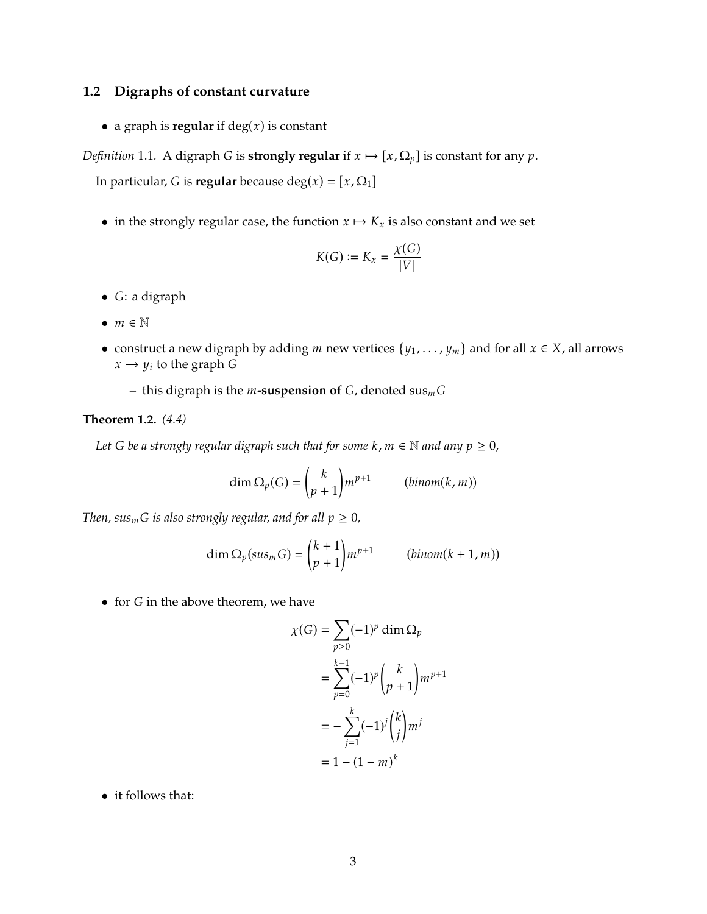### 1.2 Digraphs of constant curvature

- a graph is **regular** if $\deg(x)$ is constant

*Definition* 1.1. A digraph $G$ is **strongly regular** if $x \mapsto [x, \Omega_p]$ is constant for any $p$.

In particular, $G$ is **regular** because $\deg(x) = [x, \Omega_1]$

- in the strongly regular case, the function $x \mapsto K_x$ is also constant and we set

$$K(G) := K_x = \frac{\chi(G)}{|V|}$$

- $G$: a digraph
- $m \in \mathbb{N}$
- construct a new digraph by adding $m$ new vertices $\{y_1, \ldots, y_m\}$ and for all $x \in X$, all arrows $x \to y_i$ to the graph $G$
  - this digraph is the **$m$-suspension of** $G$, denoted $\mathrm{sus}_m G$

**Theorem 1.2.** *(4.4)*

*Let $G$ be a strongly regular digraph such that for some $k, m \in \mathbb{N}$ and any $p \geq 0$,*

$$\dim \Omega_p(G) = \binom{k}{p+1} m^{p+1} \qquad (binom(k, m))$$

*Then, $sus_m G$ is also strongly regular, and for all $p \geq 0$,*

$$\dim \Omega_p(sus_m G) = \binom{k+1}{p+1} m^{p+1} \qquad (binom(k+1, m))$$

- for $G$ in the above theorem, we have

$$\begin{aligned}
\chi(G) &= \sum_{p \geq 0} (-1)^p \dim \Omega_p \\
&= \sum_{p=0}^{k-1} (-1)^p \binom{k}{p+1} m^{p+1} \\
&= -\sum_{j=1}^{k} (-1)^j \binom{k}{j} m^j \\
&= 1 - (1-m)^k
\end{aligned}$$

- it follows that: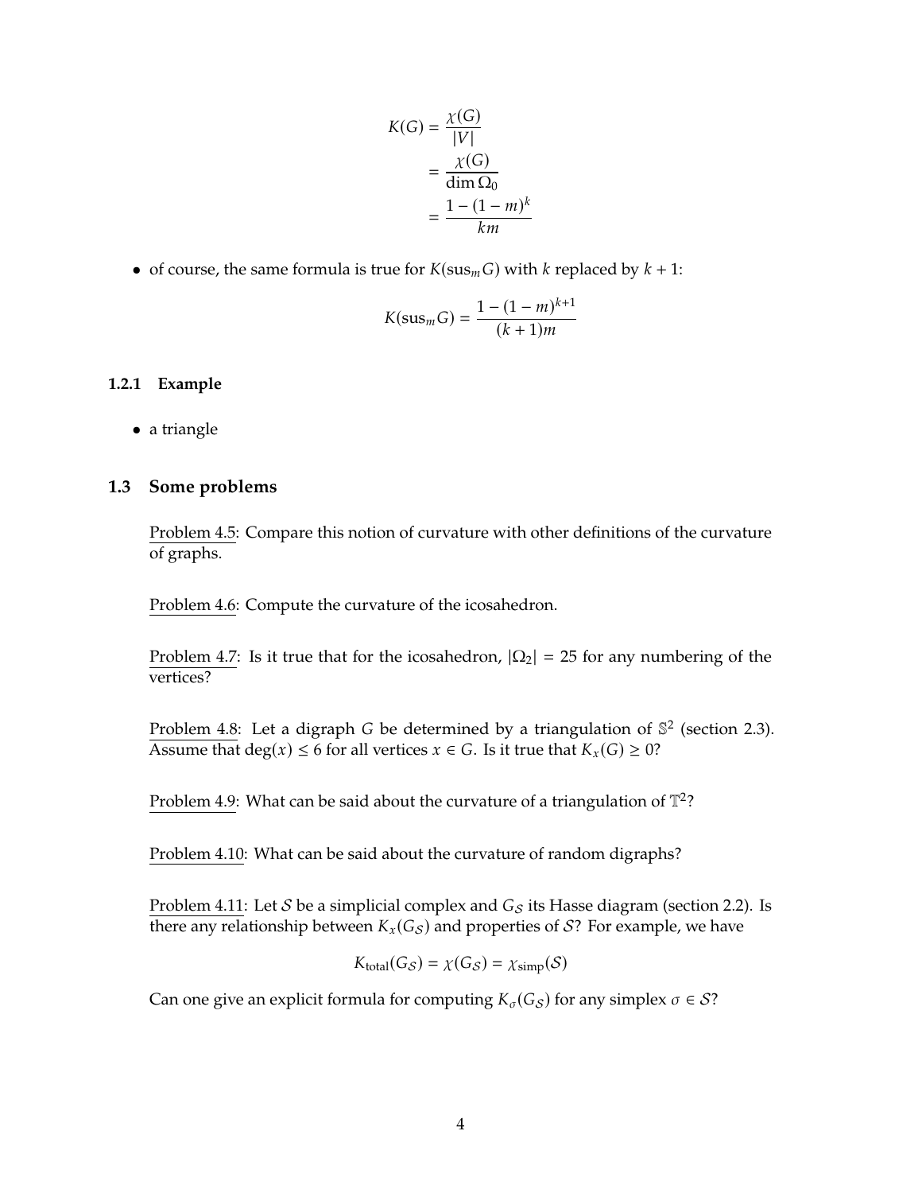$$
\begin{aligned}
K(G) &= \frac{\chi(G)}{|V|} \\
&= \frac{\chi(G)}{\dim \Omega_0} \\
&= \frac{1-(1-m)^k}{km}
\end{aligned}
$$

- of course, the same formula is true for $K(\mathrm{sus}_m G)$ with $k$ replaced by $k+1$:

$$
K(\mathrm{sus}_m G) = \frac{1-(1-m)^{k+1}}{(k+1)m}
$$

### 1.2.1 Example

- a triangle

## 1.3 Some problems

Problem 4.5: Compare this notion of curvature with other definitions of the curvature of graphs.

Problem 4.6: Compute the curvature of the icosahedron.

Problem 4.7: Is it true that for the icosahedron, $|\Omega_2| = 25$ for any numbering of the vertices?

Problem 4.8: Let a digraph $G$ be determined by a triangulation of $\mathbb{S}^2$ (section 2.3). Assume that $\deg(x) \leq 6$ for all vertices $x \in G$. Is it true that $K_x(G) \geq 0$?

Problem 4.9: What can be said about the curvature of a triangulation of $\mathbb{T}^2$?

Problem 4.10: What can be said about the curvature of random digraphs?

Problem 4.11: Let $\mathcal{S}$ be a simplicial complex and $G_{\mathcal{S}}$ its Hasse diagram (section 2.2). Is there any relationship between $K_x(G_{\mathcal{S}})$ and properties of $\mathcal{S}$? For example, we have

$$
K_{\mathrm{total}}(G_{\mathcal{S}}) = \chi(G_{\mathcal{S}}) = \chi_{\mathrm{simp}}(\mathcal{S})
$$

Can one give an explicit formula for computing $K_\sigma(G_{\mathcal{S}})$ for any simplex $\sigma \in \mathcal{S}$?